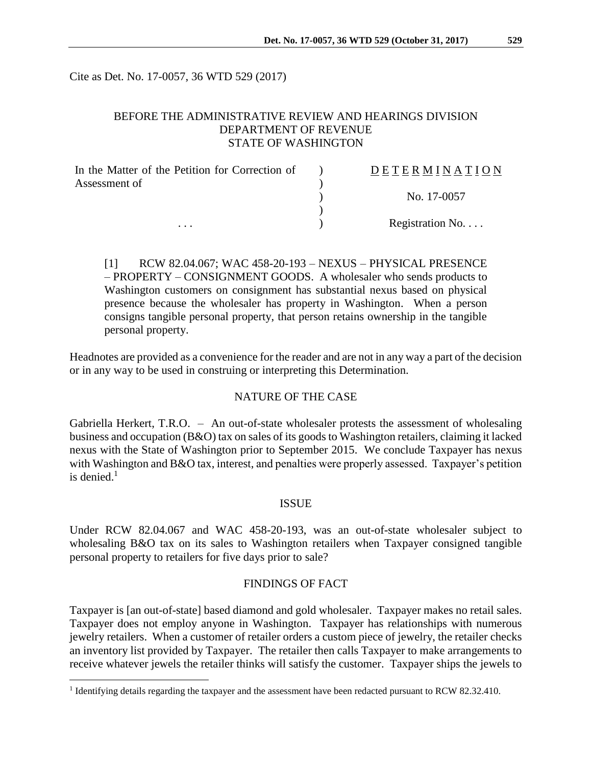Cite as Det. No. 17-0057, 36 WTD 529 (2017)

BEFORE THE ADMINISTRATIVE REVIEW AND HEARINGS DIVISION
DEPARTMENT OF REVENUE
STATE OF WASHINGTON

| | | |
|---|---|---|
| In the Matter of the Petition for Correction of Assessment of | ) | D E T E R M I N A T I O N |
| | ) | |
| | ) | No. 17-0057 |
| | ) | |
| . . . | ) | Registration No. . . . |

[1] RCW 82.04.067; WAC 458-20-193 – NEXUS – PHYSICAL PRESENCE – PROPERTY – CONSIGNMENT GOODS. A wholesaler who sends products to Washington customers on consignment has substantial nexus based on physical presence because the wholesaler has property in Washington. When a person consigns tangible personal property, that person retains ownership in the tangible personal property.

Headnotes are provided as a convenience for the reader and are not in any way a part of the decision or in any way to be used in construing or interpreting this Determination.

## NATURE OF THE CASE

Gabriella Herkert, T.R.O. – An out-of-state wholesaler protests the assessment of wholesaling business and occupation (B&O) tax on sales of its goods to Washington retailers, claiming it lacked nexus with the State of Washington prior to September 2015. We conclude Taxpayer has nexus with Washington and B&O tax, interest, and penalties were properly assessed. Taxpayer's petition is denied.[1]

## ISSUE

Under RCW 82.04.067 and WAC 458-20-193, was an out-of-state wholesaler subject to wholesaling B&O tax on its sales to Washington retailers when Taxpayer consigned tangible personal property to retailers for five days prior to sale?

## FINDINGS OF FACT

Taxpayer is [an out-of-state] based diamond and gold wholesaler. Taxpayer makes no retail sales. Taxpayer does not employ anyone in Washington. Taxpayer has relationships with numerous jewelry retailers. When a customer of retailer orders a custom piece of jewelry, the retailer checks an inventory list provided by Taxpayer. The retailer then calls Taxpayer to make arrangements to receive whatever jewels the retailer thinks will satisfy the customer. Taxpayer ships the jewels to

[1] Identifying details regarding the taxpayer and the assessment have been redacted pursuant to RCW 82.32.410.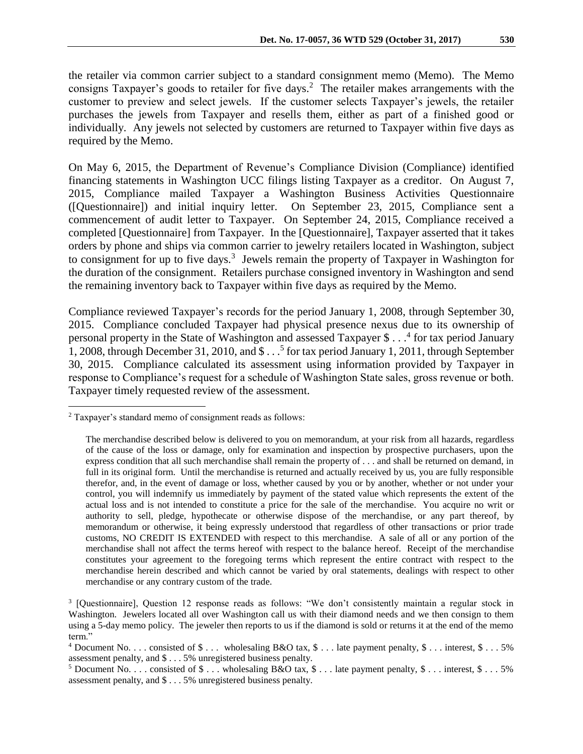the retailer via common carrier subject to a standard consignment memo (Memo). The Memo consigns Taxpayer's goods to retailer for five days.[2] The retailer makes arrangements with the customer to preview and select jewels. If the customer selects Taxpayer's jewels, the retailer purchases the jewels from Taxpayer and resells them, either as part of a finished good or individually. Any jewels not selected by customers are returned to Taxpayer within five days as required by the Memo.

On May 6, 2015, the Department of Revenue's Compliance Division (Compliance) identified financing statements in Washington UCC filings listing Taxpayer as a creditor. On August 7, 2015, Compliance mailed Taxpayer a Washington Business Activities Questionnaire ([Questionnaire]) and initial inquiry letter. On September 23, 2015, Compliance sent a commencement of audit letter to Taxpayer. On September 24, 2015, Compliance received a completed [Questionnaire] from Taxpayer. In the [Questionnaire], Taxpayer asserted that it takes orders by phone and ships via common carrier to jewelry retailers located in Washington, subject to consignment for up to five days.[3] Jewels remain the property of Taxpayer in Washington for the duration of the consignment. Retailers purchase consigned inventory in Washington and send the remaining inventory back to Taxpayer within five days as required by the Memo.

Compliance reviewed Taxpayer's records for the period January 1, 2008, through September 30, 2015. Compliance concluded Taxpayer had physical presence nexus due to its ownership of personal property in the State of Washington and assessed Taxpayer $ . . .[4] for tax period January 1, 2008, through December 31, 2010, and $ . . .[5] for tax period January 1, 2011, through September 30, 2015. Compliance calculated its assessment using information provided by Taxpayer in response to Compliance's request for a schedule of Washington State sales, gross revenue or both. Taxpayer timely requested review of the assessment.

---

[2] Taxpayer's standard memo of consignment reads as follows:

> The merchandise described below is delivered to you on memorandum, at your risk from all hazards, regardless of the cause of the loss or damage, only for examination and inspection by prospective purchasers, upon the express condition that all such merchandise shall remain the property of . . . and shall be returned on demand, in full in its original form. Until the merchandise is returned and actually received by us, you are fully responsible therefor, and, in the event of damage or loss, whether caused by you or by another, whether or not under your control, you will indemnify us immediately by payment of the stated value which represents the extent of the actual loss and is not intended to constitute a price for the sale of the merchandise. You acquire no writ or authority to sell, pledge, hypothecate or otherwise dispose of the merchandise, or any part thereof, by memorandum or otherwise, it being expressly understood that regardless of other transactions or prior trade customs, NO CREDIT IS EXTENDED with respect to this merchandise. A sale of all or any portion of the merchandise shall not affect the terms hereof with respect to the balance hereof. Receipt of the merchandise constitutes your agreement to the foregoing terms which represent the entire contract with respect to the merchandise herein described and which cannot be varied by oral statements, dealings with respect to other merchandise or any contrary custom of the trade.

[3] [Questionnaire], Question 12 response reads as follows: "We don't consistently maintain a regular stock in Washington. Jewelers located all over Washington call us with their diamond needs and we then consign to them using a 5-day memo policy. The jeweler then reports to us if the diamond is sold or returns it at the end of the memo term."

[4] Document No. . . . consisted of $ . . . wholesaling B&O tax, $ . . . late payment penalty, $ . . . interest, $ . . . 5% assessment penalty, and $ . . . 5% unregistered business penalty.

[5] Document No. . . . consisted of $ . . . wholesaling B&O tax, $ . . . late payment penalty, $ . . . interest, $ . . . 5% assessment penalty, and $ . . . 5% unregistered business penalty.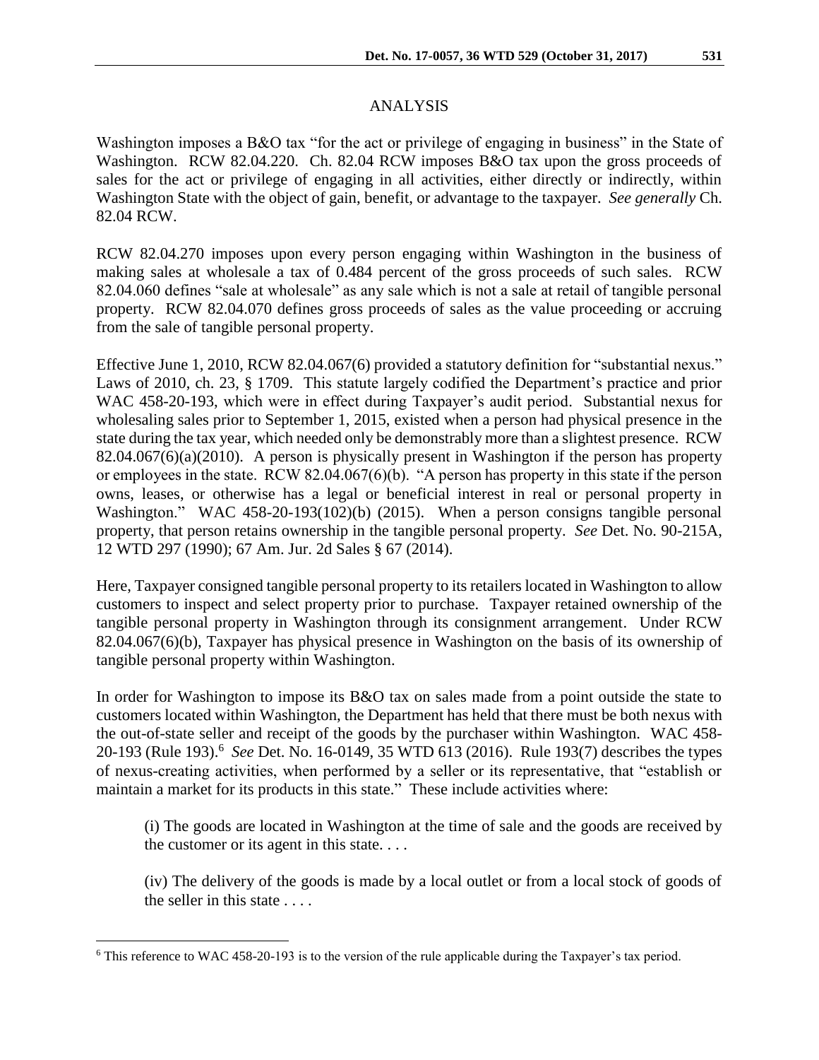## ANALYSIS

Washington imposes a B&O tax "for the act or privilege of engaging in business" in the State of Washington. RCW 82.04.220. Ch. 82.04 RCW imposes B&O tax upon the gross proceeds of sales for the act or privilege of engaging in all activities, either directly or indirectly, within Washington State with the object of gain, benefit, or advantage to the taxpayer. *See generally* Ch. 82.04 RCW.

RCW 82.04.270 imposes upon every person engaging within Washington in the business of making sales at wholesale a tax of 0.484 percent of the gross proceeds of such sales. RCW 82.04.060 defines "sale at wholesale" as any sale which is not a sale at retail of tangible personal property. RCW 82.04.070 defines gross proceeds of sales as the value proceeding or accruing from the sale of tangible personal property.

Effective June 1, 2010, RCW 82.04.067(6) provided a statutory definition for "substantial nexus." Laws of 2010, ch. 23, § 1709. This statute largely codified the Department's practice and prior WAC 458-20-193, which were in effect during Taxpayer's audit period. Substantial nexus for wholesaling sales prior to September 1, 2015, existed when a person had physical presence in the state during the tax year, which needed only be demonstrably more than a slightest presence. RCW 82.04.067(6)(a)(2010). A person is physically present in Washington if the person has property or employees in the state. RCW 82.04.067(6)(b). "A person has property in this state if the person owns, leases, or otherwise has a legal or beneficial interest in real or personal property in Washington." WAC 458-20-193(102)(b) (2015). When a person consigns tangible personal property, that person retains ownership in the tangible personal property. *See* Det. No. 90-215A, 12 WTD 297 (1990); 67 Am. Jur. 2d Sales § 67 (2014).

Here, Taxpayer consigned tangible personal property to its retailers located in Washington to allow customers to inspect and select property prior to purchase. Taxpayer retained ownership of the tangible personal property in Washington through its consignment arrangement. Under RCW 82.04.067(6)(b), Taxpayer has physical presence in Washington on the basis of its ownership of tangible personal property within Washington.

In order for Washington to impose its B&O tax on sales made from a point outside the state to customers located within Washington, the Department has held that there must be both nexus with the out-of-state seller and receipt of the goods by the purchaser within Washington. WAC 458-20-193 (Rule 193).[6] *See* Det. No. 16-0149, 35 WTD 613 (2016). Rule 193(7) describes the types of nexus-creating activities, when performed by a seller or its representative, that "establish or maintain a market for its products in this state." These include activities where:

> (i) The goods are located in Washington at the time of sale and the goods are received by the customer or its agent in this state. . . .
>
> (iv) The delivery of the goods is made by a local outlet or from a local stock of goods of the seller in this state . . . .

---

[6] This reference to WAC 458-20-193 is to the version of the rule applicable during the Taxpayer's tax period.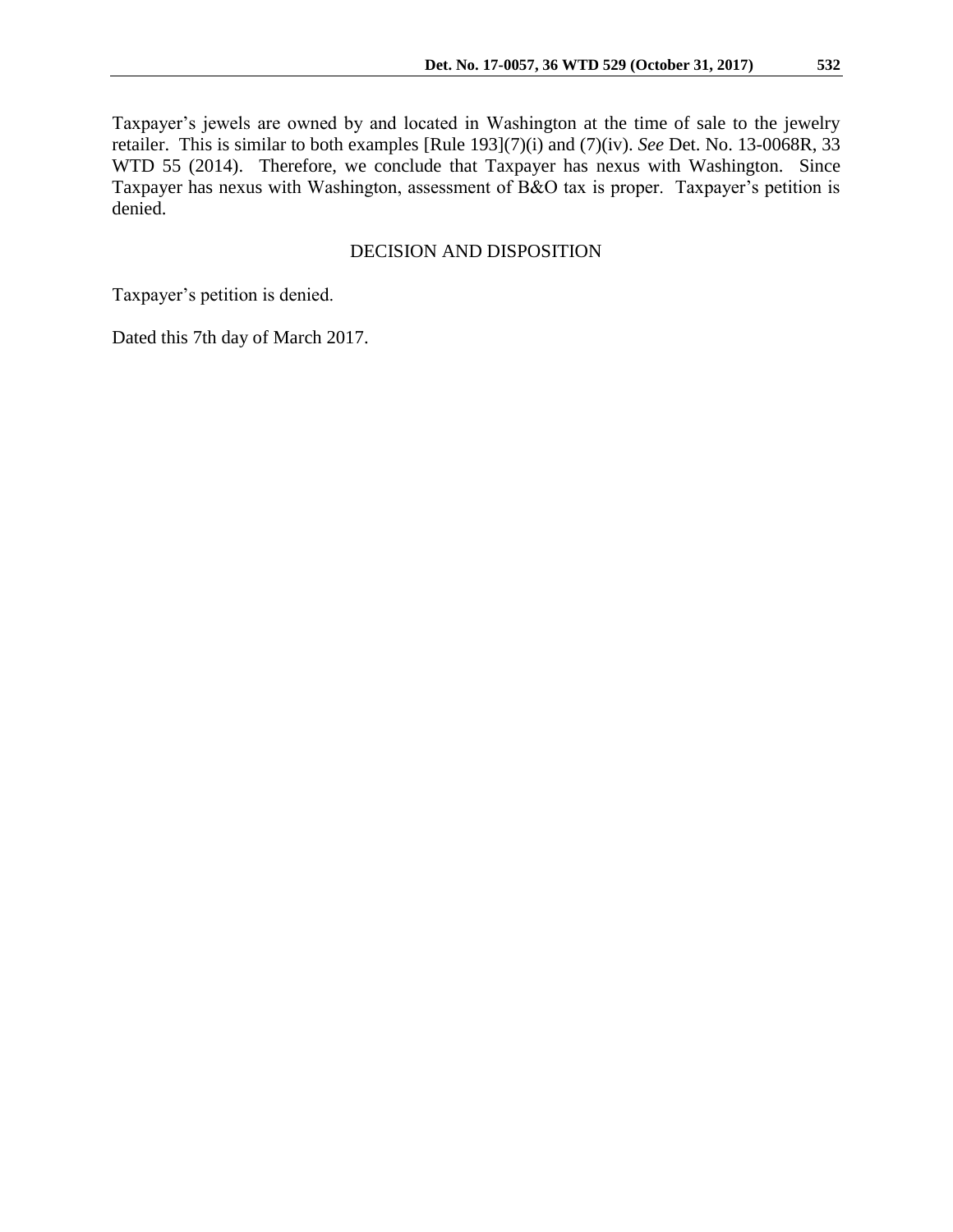Taxpayer's jewels are owned by and located in Washington at the time of sale to the jewelry retailer. This is similar to both examples [Rule 193](7)(i) and (7)(iv). *See* Det. No. 13-0068R, 33 WTD 55 (2014). Therefore, we conclude that Taxpayer has nexus with Washington. Since Taxpayer has nexus with Washington, assessment of B&O tax is proper. Taxpayer's petition is denied.

## DECISION AND DISPOSITION

Taxpayer's petition is denied.

Dated this 7th day of March 2017.